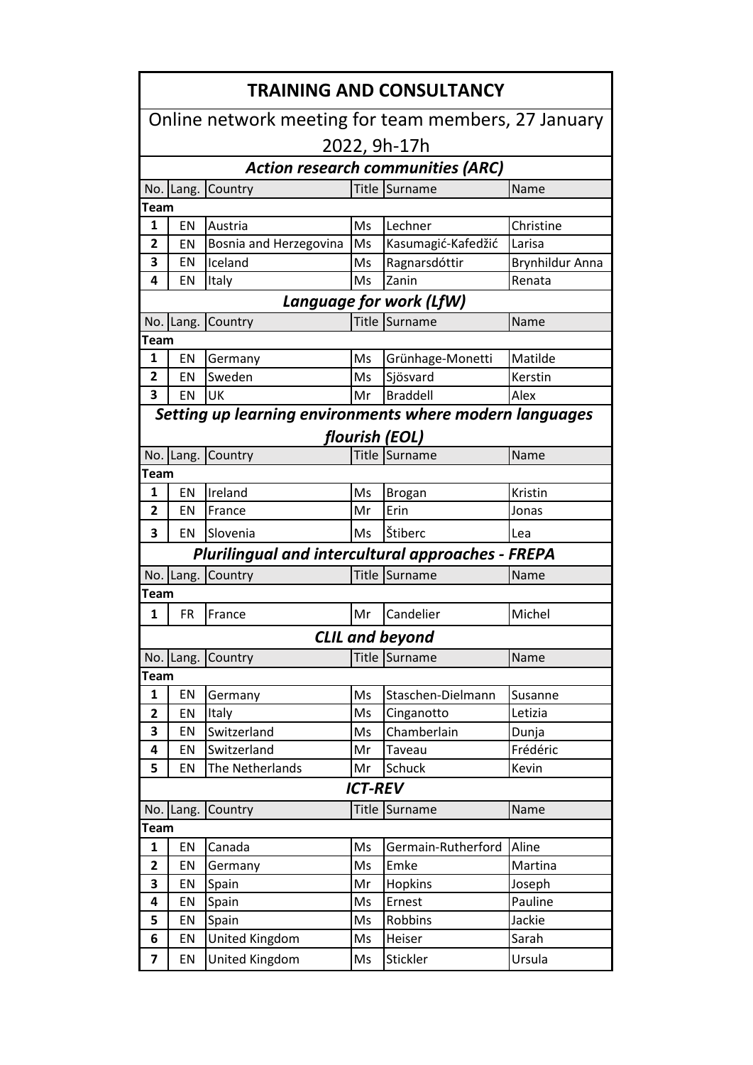# TRAINING AND CONSULTANCY

## Online network meeting for team members, 27 January 2022, 9h-17h

### *Action research communities (ARC)*

| No. | Lang. | Country | Title | Surname | Name |
|---|---|---|---|---|---|
| **Team** | | | | | |
| **1** | EN | Austria | Ms | Lechner | Christine |
| **2** | EN | Bosnia and Herzegovina | Ms | Kasumagić-Kafedžić | Larisa |
| **3** | EN | Iceland | Ms | Ragnarsdóttir | Brynhildur Anna |
| **4** | EN | Italy | Ms | Zanin | Renata |

### *Language for work (LfW)*

| No. | Lang. | Country | Title | Surname | Name |
|---|---|---|---|---|---|
| **Team** | | | | | |
| **1** | EN | Germany | Ms | Grünhage-Monetti | Matilde |
| **2** | EN | Sweden | Ms | Sjösvard | Kerstin |
| **3** | EN | UK | Mr | Braddell | Alex |

### *Setting up learning environments where modern languages flourish (EOL)*

| No. | Lang. | Country | Title | Surname | Name |
|---|---|---|---|---|---|
| **Team** | | | | | |
| **1** | EN | Ireland | Ms | Brogan | Kristin |
| **2** | EN | France | Mr | Erin | Jonas |
| **3** | EN | Slovenia | Ms | Štiberc | Lea |

### *Plurilingual and intercultural approaches - FREPA*

| No. | Lang. | Country | Title | Surname | Name |
|---|---|---|---|---|---|
| **Team** | | | | | |
| **1** | FR | France | Mr | Candelier | Michel |

### *CLIL and beyond*

| No. | Lang. | Country | Title | Surname | Name |
|---|---|---|---|---|---|
| **Team** | | | | | |
| **1** | EN | Germany | Ms | Staschen-Dielmann | Susanne |
| **2** | EN | Italy | Ms | Cinganotto | Letizia |
| **3** | EN | Switzerland | Ms | Chamberlain | Dunja |
| **4** | EN | Switzerland | Mr | Taveau | Frédéric |
| **5** | EN | The Netherlands | Mr | Schuck | Kevin |

### *ICT-REV*

| No. | Lang. | Country | Title | Surname | Name |
|---|---|---|---|---|---|
| **Team** | | | | | |
| **1** | EN | Canada | Ms | Germain-Rutherford | Aline |
| **2** | EN | Germany | Ms | Emke | Martina |
| **3** | EN | Spain | Mr | Hopkins | Joseph |
| **4** | EN | Spain | Ms | Ernest | Pauline |
| **5** | EN | Spain | Ms | Robbins | Jackie |
| **6** | EN | United Kingdom | Ms | Heiser | Sarah |
| **7** | EN | United Kingdom | Ms | Stickler | Ursula |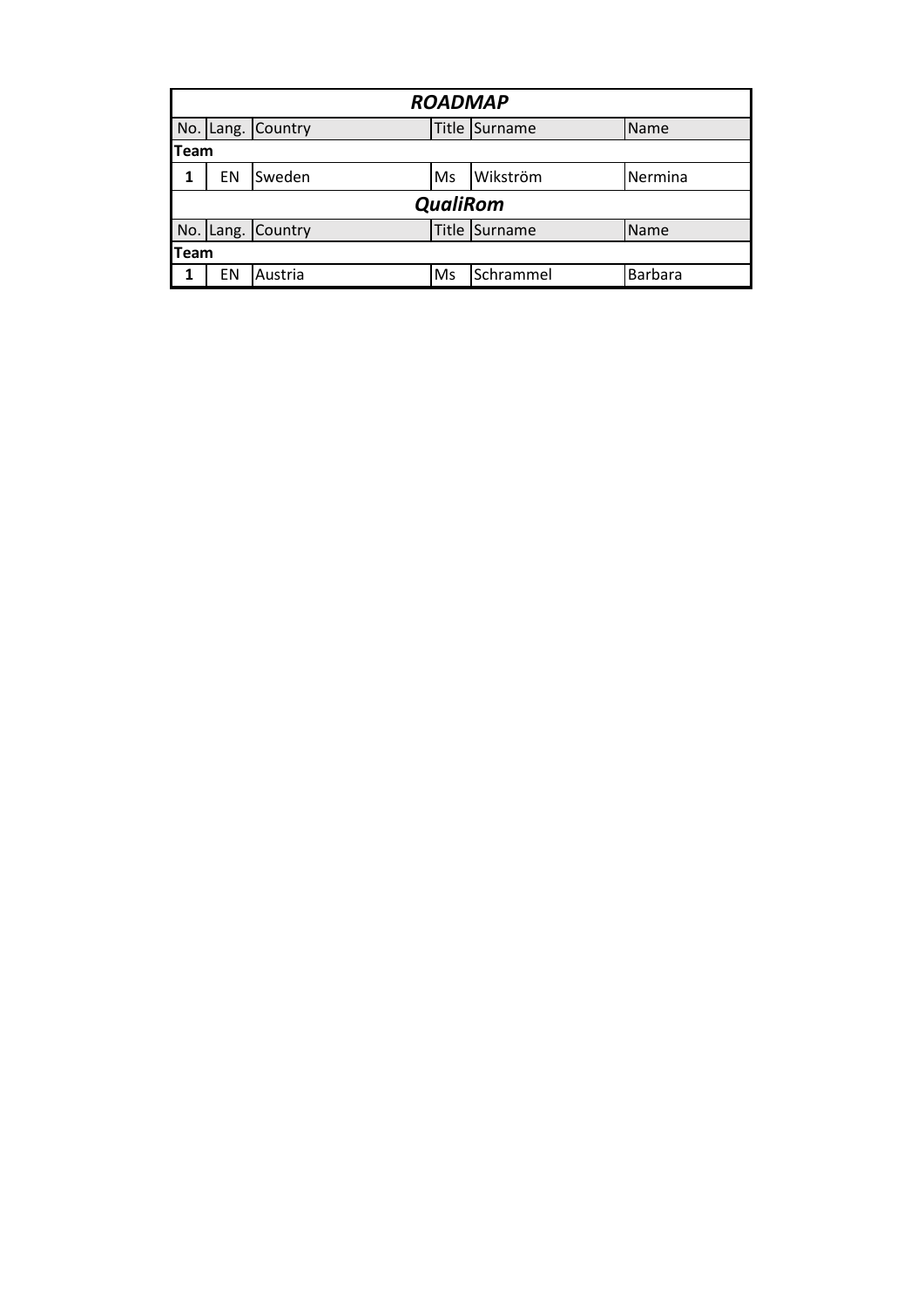| ROADMAP | | | | | |
|---|---|---|---|---|---|
| No. | Lang. | Country | Title | Surname | Name |
| **Team** | | | | | |
| **1** | EN | Sweden | Ms | Wikström | Nermina |
| ***QualiRom*** | | | | | |
| No. | Lang. | Country | Title | Surname | Name |
| **Team** | | | | | |
| **1** | EN | Austria | Ms | Schrammel | Barbara |